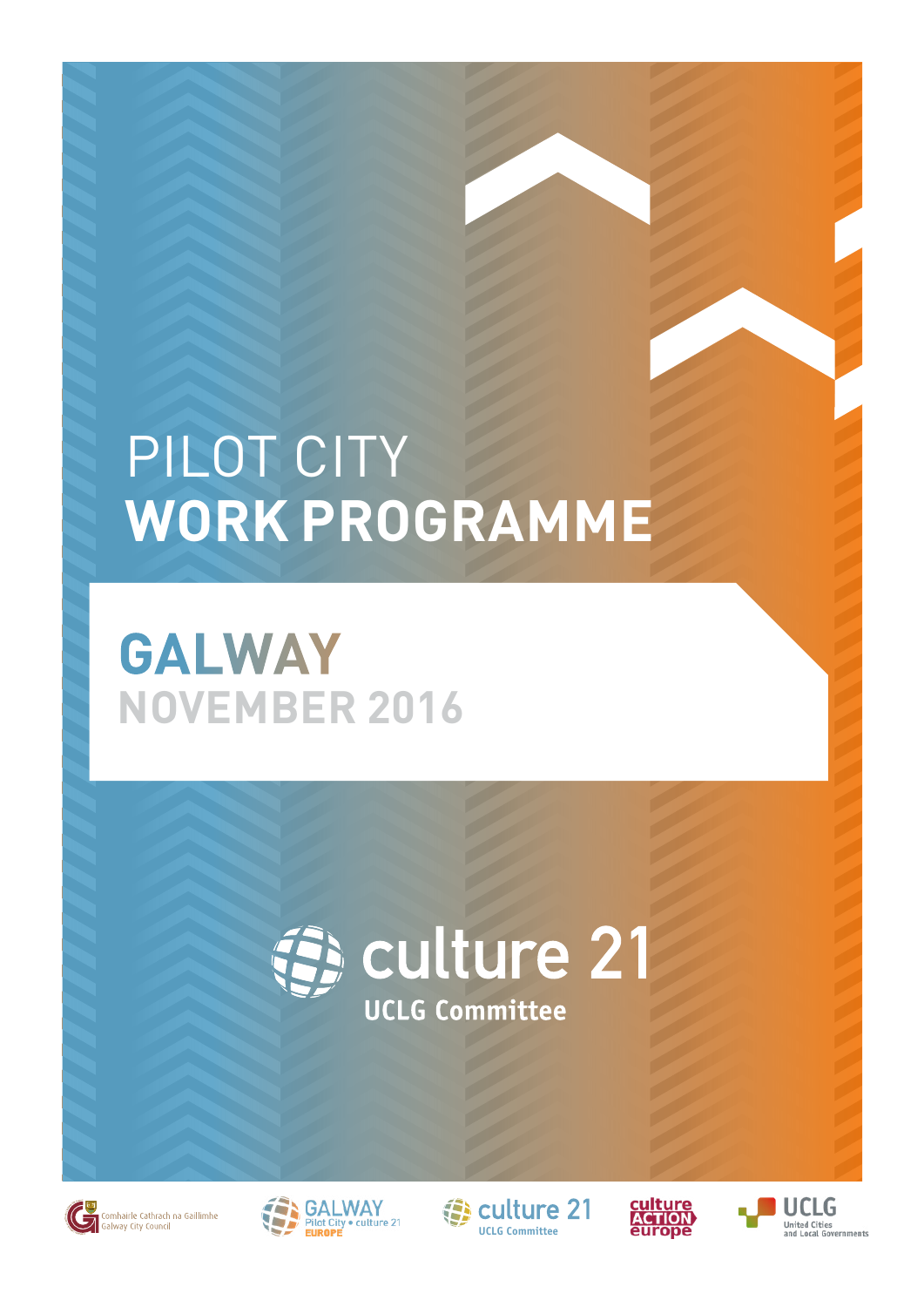# PILOT CITY
# WORK PROGRAMME

## GALWAY
## NOVEMBER 2016

culture 21
UCLG Committee

Comhairle Cathrach na Gaillimhe
Galway City Council

GALWAY
Pilot City • culture 21
EUROPE

culture 21
UCLG Committee

culture ACTION europe

UCLG
United Cities and Local Governments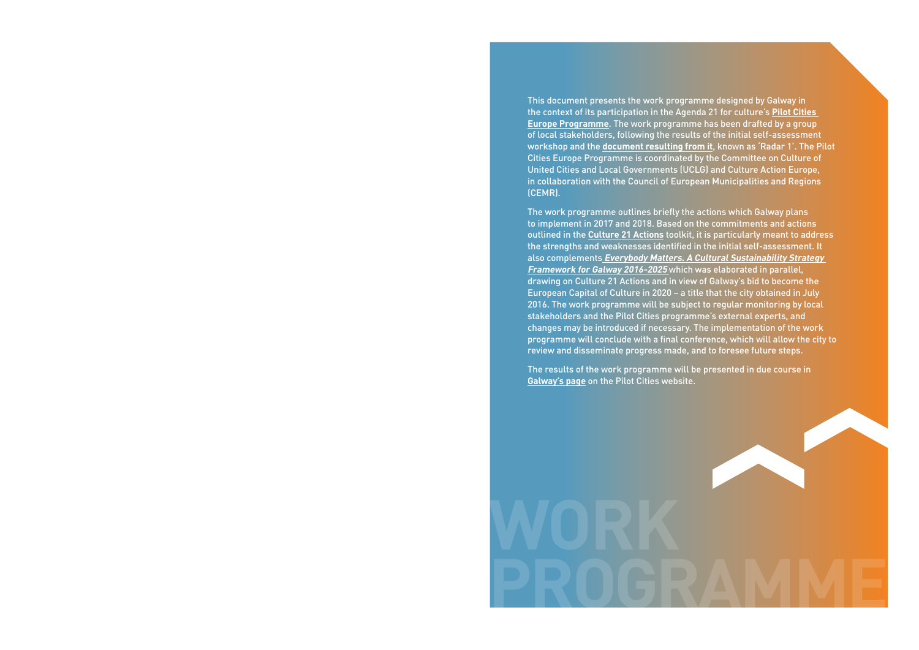# WORK PROGRAMME

This document presents the work programme designed by Galway in the context of its participation in the Agenda 21 for culture's **Pilot Cities Europe Programme**. The work programme has been drafted by a group of local stakeholders, following the results of the initial self-assessment workshop and the **document resulting from it**, known as 'Radar 1'. The Pilot Cities Europe Programme is coordinated by the Committee on Culture of United Cities and Local Governments (UCLG) and Culture Action Europe, in collaboration with the Council of European Municipalities and Regions (CEMR).

The work programme outlines briefly the actions which Galway plans to implement in 2017 and 2018. Based on the commitments and actions outlined in the **Culture 21 Actions** toolkit, it is particularly meant to address the strengths and weaknesses identified in the initial self-assessment. It also complements ***Everybody Matters. A Cultural Sustainability Strategy Framework for Galway 2016-2025*** which was elaborated in parallel, drawing on Culture 21 Actions and in view of Galway's bid to become the European Capital of Culture in 2020 – a title that the city obtained in July 2016. The work programme will be subject to regular monitoring by local stakeholders and the Pilot Cities programme's external experts, and changes may be introduced if necessary. The implementation of the work programme will conclude with a final conference, which will allow the city to review and disseminate progress made, and to foresee future steps.

The results of the work programme will be presented in due course in **Galway's page** on the Pilot Cities website.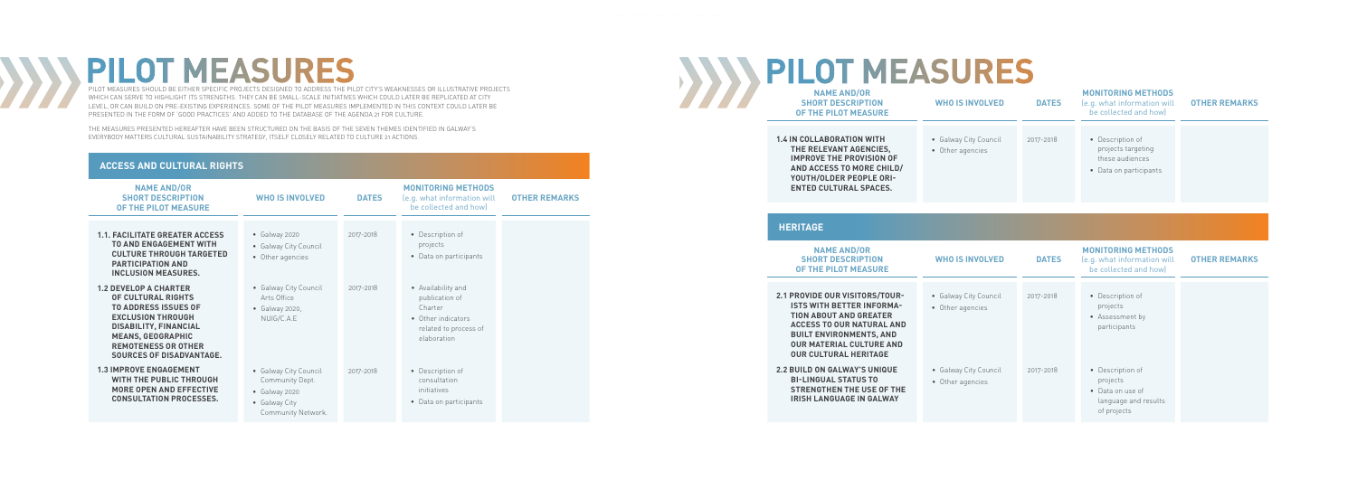# PILOT MEASURES

PILOT MEASURES SHOULD BE EITHER SPECIFIC PROJECTS DESIGNED TO ADDRESS THE PILOT CITY'S WEAKNESSES OR ILLUSTRATIVE PROJECTS WHICH CAN SERVE TO HIGHLIGHT ITS STRENGTHS. THEY CAN BE SMALL-SCALE INITIATIVES WHICH COULD LATER BE REPLICATED AT CITY LEVEL, OR CAN BUILD ON PRE-EXISTING EXPERIENCES. SOME OF THE PILOT MEASURES IMPLEMENTED IN THIS CONTEXT COULD LATER BE PRESENTED IN THE FORM OF 'GOOD PRACTICES' AND ADDED TO THE DATABASE OF THE AGENDA 21 FOR CULTURE.

THE MEASURES PRESENTED HEREAFTER HAVE BEEN STRUCTURED ON THE BASIS OF THE SEVEN THEMES IDENTIFIED IN GALWAY'S EVERYBODY MATTERS CULTURAL SUSTAINABILITY STRATEGY, ITSELF CLOSELY RELATED TO CULTURE 21 ACTIONS.

## ACCESS AND CULTURAL RIGHTS

| NAME AND/OR SHORT DESCRIPTION OF THE PILOT MEASURE | WHO IS INVOLVED | DATES | MONITORING METHODS (e.g. what information will be collected and how) | OTHER REMARKS |
|---|---|---|---|---|
| **1.1. FACILITATE GREATER ACCESS TO AND ENGAGEMENT WITH CULTURE THROUGH TARGETED PARTICIPATION AND INCLUSION MEASURES.** | • Galway 2020<br>• Galway City Council<br>• Other agencies | 2017-2018 | • Description of projects<br>• Data on participants | |
| **1.2 DEVELOP A CHARTER OF CULTURAL RIGHTS TO ADDRESS ISSUES OF EXCLUSION THROUGH DISABILITY, FINANCIAL MEANS, GEOGRAPHIC REMOTENESS OR OTHER SOURCES OF DISADVANTAGE.** | • Galway City Council Arts Office<br>• Galway 2020, NUIG/C.A.E | 2017-2018 | • Availability and publication of Charter<br>• Other indicators related to process of elaboration | |
| **1.3 IMPROVE ENGAGEMENT WITH THE PUBLIC THROUGH MORE OPEN AND EFFECTIVE CONSULTATION PROCESSES.** | • Galway City Council Community Dept.<br>• Galway 2020<br>• Galway City Community Network. | 2017-2018 | • Description of consultation initiatives<br>• Data on participants | |
| **1.4 IN COLLABORATION WITH THE RELEVANT AGENCIES, IMPROVE THE PROVISION OF AND ACCESS TO MORE CHILD/ YOUTH/OLDER PEOPLE ORIENTED CULTURAL SPACES.** | • Galway City Council<br>• Other agencies | 2017-2018 | • Description of projects targeting these audiences<br>• Data on participants | |

## HERITAGE

| NAME AND/OR SHORT DESCRIPTION OF THE PILOT MEASURE | WHO IS INVOLVED | DATES | MONITORING METHODS (e.g. what information will be collected and how) | OTHER REMARKS |
|---|---|---|---|---|
| **2.1 PROVIDE OUR VISITORS/TOURISTS WITH BETTER INFORMATION ABOUT AND GREATER ACCESS TO OUR NATURAL AND BUILT ENVIRONMENTS, AND OUR MATERIAL CULTURE AND OUR CULTURAL HERITAGE** | • Galway City Council<br>• Other agencies | 2017-2018 | • Description of projects<br>• Assessment by participants | |
| **2.2 BUILD ON GALWAY'S UNIQUE BI-LINGUAL STATUS TO STRENGTHEN THE USE OF THE IRISH LANGUAGE IN GALWAY** | • Galway City Council<br>• Other agencies | 2017-2018 | • Description of projects<br>• Data on use of language and results of projects | |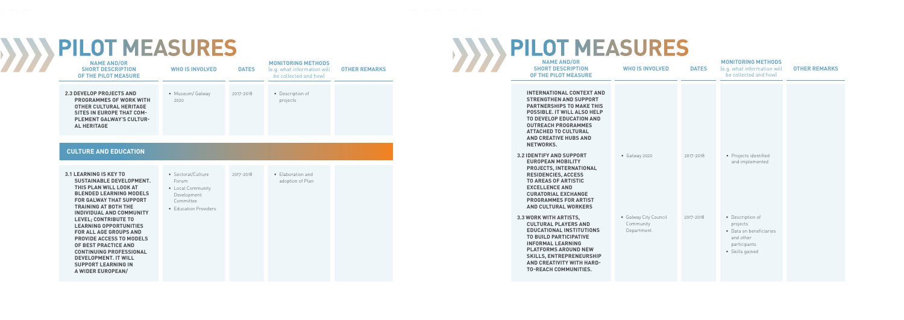# PILOT MEASURES

| NAME AND/OR SHORT DESCRIPTION OF THE PILOT MEASURE | WHO IS INVOLVED | DATES | MONITORING METHODS (e.g. what information will be collected and how) | OTHER REMARKS |
|---|---|---|---|---|
| **2.3 DEVELOP PROJECTS AND PROGRAMMES OF WORK WITH OTHER CULTURAL HERITAGE SITES IN EUROPE THAT COMPLEMENT GALWAY'S CULTURAL HERITAGE** | • Museum/ Galway 2020 | 2017-2018 | • Description of projects | |

## CULTURE AND EDUCATION

| NAME AND/OR SHORT DESCRIPTION OF THE PILOT MEASURE | WHO IS INVOLVED | DATES | MONITORING METHODS (e.g. what information will be collected and how) | OTHER REMARKS |
|---|---|---|---|---|
| **3.1 LEARNING IS KEY TO SUSTAINABLE DEVELOPMENT. THIS PLAN WILL LOOK AT BLENDED LEARNING MODELS FOR GALWAY THAT SUPPORT TRAINING AT BOTH THE INDIVIDUAL AND COMMUNITY LEVEL; CONTRIBUTE TO LEARNING OPPORTUNITIES FOR ALL AGE GROUPS AND PROVIDE ACCESS TO MODELS OF BEST PRACTICE AND CONTINUING PROFESSIONAL DEVELOPMENT. IT WILL SUPPORT LEARNING IN A WIDER EUROPEAN/ INTERNATIONAL CONTEXT AND STRENGTHEN AND SUPPORT PARTNERSHIPS TO MAKE THIS POSSIBLE. IT WILL ALSO HELP TO DEVELOP EDUCATION AND OUTREACH PROGRAMMES ATTACHED TO CULTURAL AND CREATIVE HUBS AND NETWORKS.** | • Sectoral/Culture Forum<br>• Local Community Development Committee<br>• Education Providers | 2017-2018 | • Elaboration and adoption of Plan | |
| **3.2 IDENTIFY AND SUPPORT EUROPEAN MOBILITY PROJECTS, INTERNATIONAL RESIDENCIES, ACCESS TO AREAS OF ARTISTIC EXCELLENCE AND CURATORIAL EXCHANGE PROGRAMMES FOR ARTIST AND CULTURAL WORKERS** | • Galway 2020 | 2017-2018 | • Projects identified and implemented | |
| **3.3 WORK WITH ARTISTS, CULTURAL PLAYERS AND EDUCATIONAL INSTITUTIONS TO BUILD PARTICIPATIVE INFORMAL LEARNING PLATFORMS AROUND NEW SKILLS, ENTREPRENEURSHIP AND CREATIVITY WITH HARD-TO-REACH COMMUNITIES.** | • Galway City Council Community Department. | 2017-2018 | • Description of projects<br>• Data on beneficiaries and other participants<br>• Skills gained | |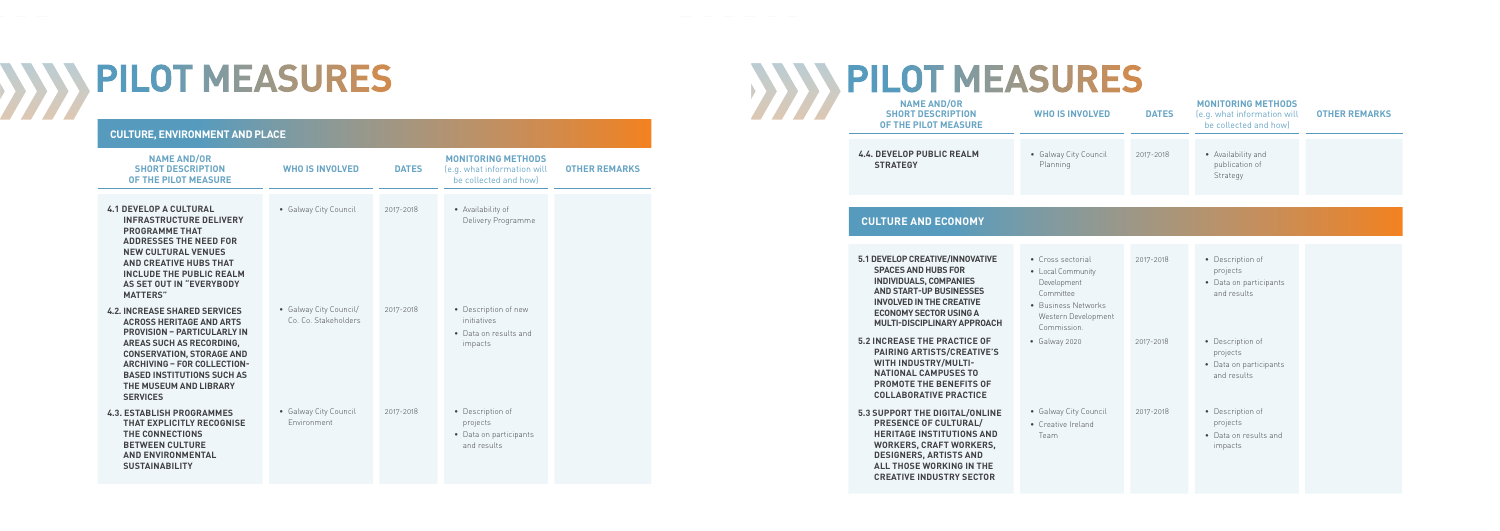# PILOT MEASURES

## CULTURE, ENVIRONMENT AND PLACE

| NAME AND/OR SHORT DESCRIPTION OF THE PILOT MEASURE | WHO IS INVOLVED | DATES | MONITORING METHODS (e.g. what information will be collected and how) | OTHER REMARKS |
|---|---|---|---|---|
| **4.1 DEVELOP A CULTURAL INFRASTRUCTURE DELIVERY PROGRAMME THAT ADDRESSES THE NEED FOR NEW CULTURAL VENUES AND CREATIVE HUBS THAT INCLUDE THE PUBLIC REALM AS SET OUT IN "EVERYBODY MATTERS"** | • Galway City Council | 2017-2018 | • Availability of Delivery Programme | |
| **4.2. INCREASE SHARED SERVICES ACROSS HERITAGE AND ARTS PROVISION – PARTICULARLY IN AREAS SUCH AS RECORDING, CONSERVATION, STORAGE AND ARCHIVING – FOR COLLECTION-BASED INSTITUTIONS SUCH AS THE MUSEUM AND LIBRARY SERVICES** | • Galway City Council/ Co. Co. Stakeholders | 2017-2018 | • Description of new initiatives<br>• Data on results and impacts | |
| **4.3. ESTABLISH PROGRAMMES THAT EXPLICITLY RECOGNISE THE CONNECTIONS BETWEEN CULTURE AND ENVIRONMENTAL SUSTAINABILITY** | • Galway City Council Environment | 2017-2018 | • Description of projects<br>• Data on participants and results | |
| **4.4. DEVELOP PUBLIC REALM STRATEGY** | • Galway City Council Planning | 2017-2018 | • Availability and publication of Strategy | |

## CULTURE AND ECONOMY

| NAME AND/OR SHORT DESCRIPTION OF THE PILOT MEASURE | WHO IS INVOLVED | DATES | MONITORING METHODS (e.g. what information will be collected and how) | OTHER REMARKS |
|---|---|---|---|---|
| **5.1 DEVELOP CREATIVE/INNOVATIVE SPACES AND HUBS FOR INDIVIDUALS, COMPANIES AND START-UP BUSINESSES INVOLVED IN THE CREATIVE ECONOMY SECTOR USING A MULTI-DISCIPLINARY APPROACH** | • Cross sectoral<br>• Local Community Development Committee<br>• Business Networks Western Development Commission. | 2017-2018 | • Description of projects<br>• Data on participants and results | |
| **5.2 INCREASE THE PRACTICE OF PAIRING ARTISTS/CREATIVE'S WITH INDUSTRY/MULTI-NATIONAL CAMPUSES TO PROMOTE THE BENEFITS OF COLLABORATIVE PRACTICE** | • Galway 2020 | 2017-2018 | • Description of projects<br>• Data on participants and results | |
| **5.3 SUPPORT THE DIGITAL/ONLINE PRESENCE OF CULTURAL/ HERITAGE INSTITUTIONS AND WORKERS, CRAFT WORKERS, DESIGNERS, ARTISTS AND ALL THOSE WORKING IN THE CREATIVE INDUSTRY SECTOR** | • Galway City Council<br>• Creative Ireland Team | 2017-2018 | • Description of projects<br>• Data on results and impacts | |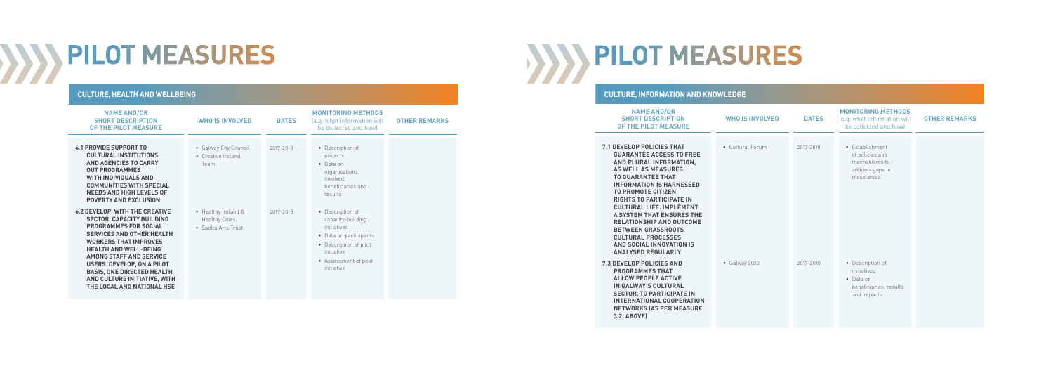# PILOT MEASURES

## CULTURE, HEALTH AND WELLBEING

| NAME AND/OR SHORT DESCRIPTION OF THE PILOT MEASURE | WHO IS INVOLVED | DATES | MONITORING METHODS (e.g. what information will be collected and how) | OTHER REMARKS |
|---|---|---|---|---|
| **6.1 PROVIDE SUPPORT TO CULTURAL INSTITUTIONS AND AGENCIES TO CARRY OUT PROGRAMMES WITH INDIVIDUALS AND COMMUNITIES WITH SPECIAL NEEDS AND HIGH LEVELS OF POVERTY AND EXCLUSION** | • Galway City Council<br>• Creative Ireland Team | 2017-2018 | • Description of projects<br>• Data on organisations involved, beneficiaries and results | |
| **6.2 DEVELOP, WITH THE CREATIVE SECTOR, CAPACITY BUILDING PROGRAMMES FOR SOCIAL SERVICES AND OTHER HEALTH WORKERS THAT IMPROVES HEALTH AND WELL-BEING AMONG STAFF AND SERVICE USERS. DEVELOP, ON A PILOT BASIS, ONE DIRECTED HEALTH AND CULTURE INITIATIVE, WITH THE LOCAL AND NATIONAL HSE** | • Healthy Ireland & Healthy Cities,<br>• Saolta Arts Trust | 2017-2018 | • Description of capacity-building initiatives<br>• Data on participants<br>• Description of pilot initiative<br>• Assessment of pilot initiative | |

# PILOT MEASURES

## CULTURE, INFORMATION AND KNOWLEDGE

| NAME AND/OR SHORT DESCRIPTION OF THE PILOT MEASURE | WHO IS INVOLVED | DATES | MONITORING METHODS (e.g. what information will be collected and how) | OTHER REMARKS |
|---|---|---|---|---|
| **7.1 DEVELOP POLICIES THAT GUARANTEE ACCESS TO FREE AND PLURAL INFORMATION, AS WELL AS MEASURES TO GUARANTEE THAT INFORMATION IS HARNESSED TO PROMOTE CITIZEN RIGHTS TO PARTICIPATE IN CULTURAL LIFE. IMPLEMENT A SYSTEM THAT ENSURES THE RELATIONSHIP AND OUTCOME BETWEEN GRASSROOTS CULTURAL PROCESSES AND SOCIAL INNOVATION IS ANALYSED REGULARLY** | • Cultural Forum | 2017-2018 | • Establishment of policies and mechanisms to address gaps in these areas | |
| **7.3 DEVELOP POLICIES AND PROGRAMMES THAT ALLOW PEOPLE ACTIVE IN GALWAY'S CULTURAL SECTOR, TO PARTICIPATE IN INTERNATIONAL COOPERATION NETWORKS (AS PER MEASURE 3.2. ABOVE)** | • Galway 2020 | 2017-2018 | • Description of initiatives<br>• Data on beneficiaries, results and impacts | |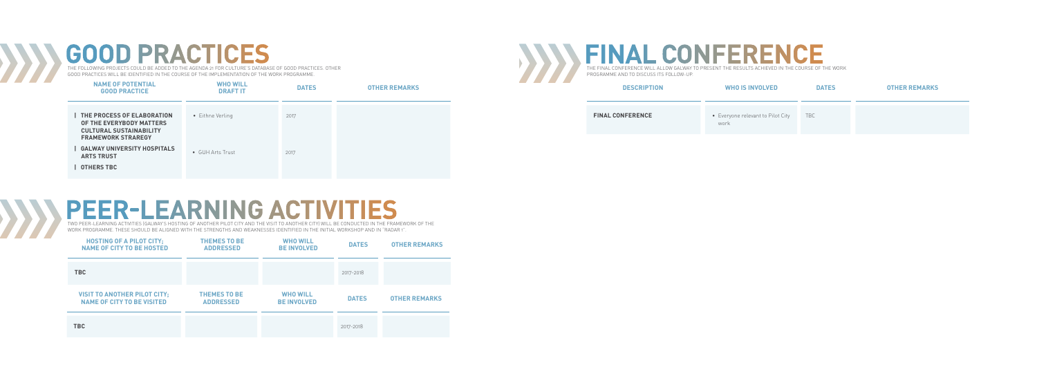# GOOD PRACTICES

THE FOLLOWING PROJECTS COULD BE ADDED TO THE AGENDA 21 FOR CULTURE'S DATABASE OF GOOD PRACTICES. OTHER GOOD PRACTICES WILL BE IDENTIFIED IN THE COURSE OF THE IMPLEMENTATION OF THE WORK PROGRAMME.

| NAME OF POTENTIAL GOOD PRACTICE | WHO WILL DRAFT IT | DATES | OTHER REMARKS |
|---|---|---|---|
| **THE PROCESS OF ELABORATION OF THE EVERYBODY MATTERS CULTURAL SUSTAINABILITY FRAMEWORK STRAREGY** | • Eithne Verling | 2017 | |
| **GALWAY UNIVERSITY HOSPITALS ARTS TRUST** | • GUH Arts Trust | 2017 | |
| **OTHERS TBC** | | | |

# PEER-LEARNING ACTIVITIES

TWO PEER-LEARNING ACTIVITIES (GALWAY'S HOSTING OF ANOTHER PILOT CITY AND THE VISIT TO ANOTHER CITY) WILL BE CONDUCTED IN THE FRAMEWORK OF THE WORK PROGRAMME. THESE SHOULD BE ALIGNED WITH THE STRENGTHS AND WEAKNESSES IDENTIFIED IN THE INITIAL WORKSHOP AND IN "RADAR 1".

| HOSTING OF A PILOT CITY: NAME OF CITY TO BE HOSTED | THEMES TO BE ADDRESSED | WHO WILL BE INVOLVED | DATES | OTHER REMARKS |
|---|---|---|---|---|
| **TBC** | | | 2017-2018 | |

| VISIT TO ANOTHER PILOT CITY: NAME OF CITY TO BE VISITED | THEMES TO BE ADDRESSED | WHO WILL BE INVOLVED | DATES | OTHER REMARKS |
|---|---|---|---|---|
| **TBC** | | | 2017-2018 | |

# FINAL CONFERENCE

THE FINAL CONFERENCE WILL ALLOW GALWAY TO PRESENT THE RESULTS ACHIEVED IN THE COURSE OF THE WORK PROGRAMME AND TO DISCUSS ITS FOLLOW-UP.

| DESCRIPTION | WHO IS INVOLVED | DATES | OTHER REMARKS |
|---|---|---|---|
| **FINAL CONFERENCE** | • Everyone relevant to Pilot City work | TBC | |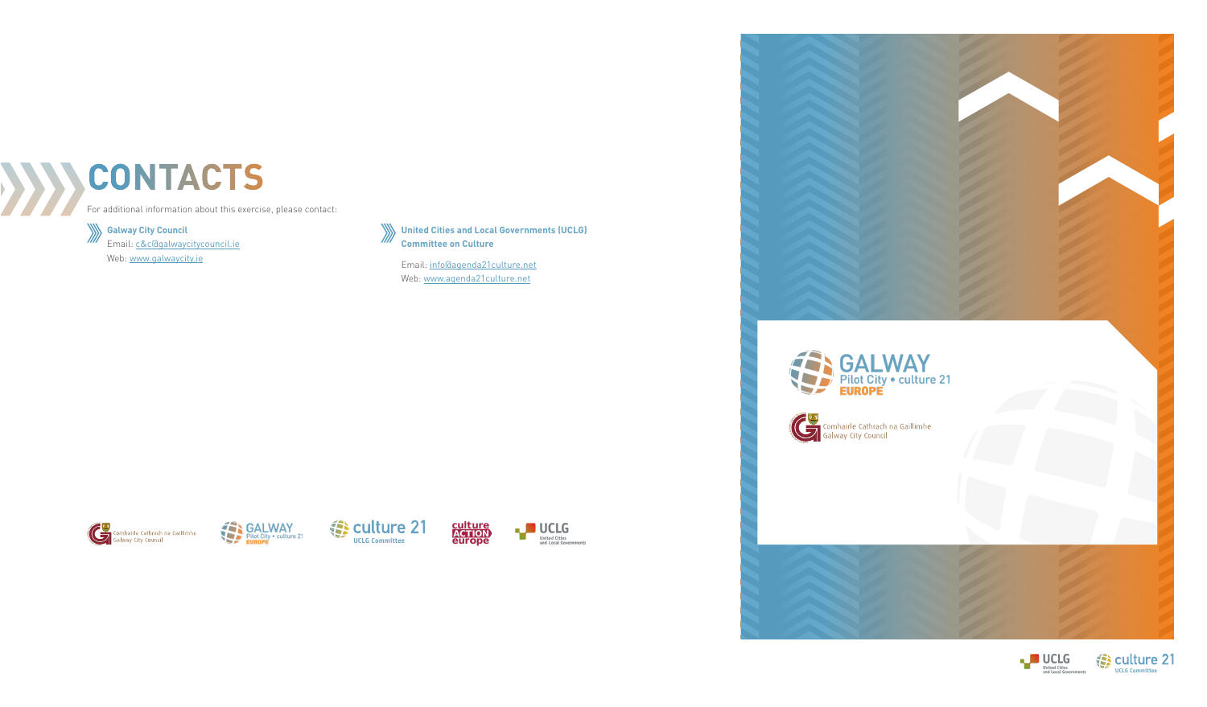# CONTACTS

For additional information about this exercise, please contact:

**Galway City Council**
Email: c&c@galwaycitycouncil.ie
Web: www.galwaycity.ie

**United Cities and Local Governments (UCLG) Committee on Culture**

Email: info@agenda21culture.net
Web: www.agenda21culture.net

Comhairle Cathrach na Gaillimhe
Galway City Council

GALWAY
Pilot City • culture 21
EUROPE

culture 21
UCLG Committee

culture ACTION europe

UCLG
United Cities and Local Governments

GALWAY
Pilot City • culture 21
EUROPE

Comhairle Cathrach na Gaillimhe
Galway City Council

UCLG
United Cities and Local Governments

culture 21
UCLG Committee